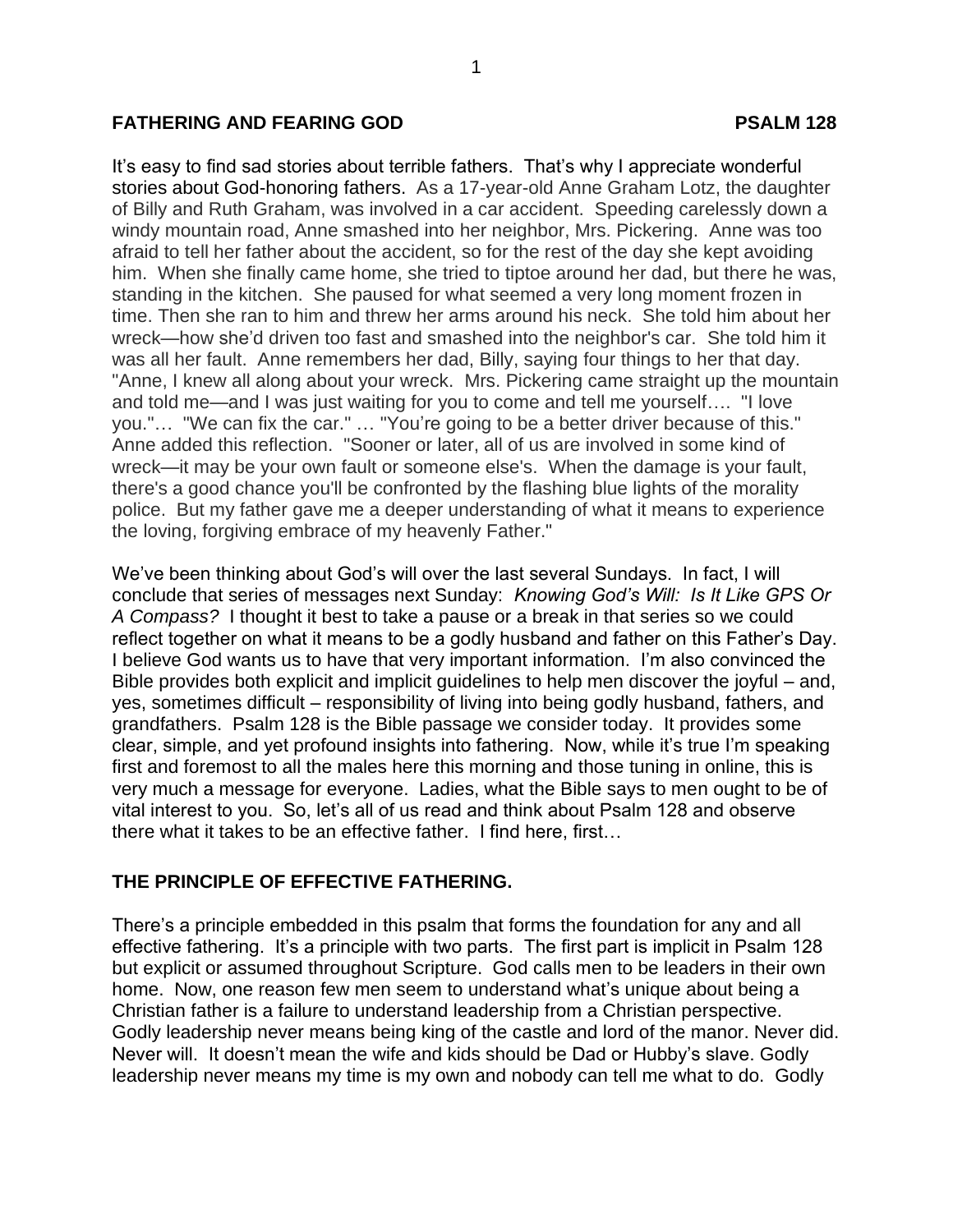**FATHERING AND FEARING GOD** **PSALM 128**

It's easy to find sad stories about terrible fathers. That's why I appreciate wonderful stories about God-honoring fathers. As a 17-year-old Anne Graham Lotz, the daughter of Billy and Ruth Graham, was involved in a car accident. Speeding carelessly down a windy mountain road, Anne smashed into her neighbor, Mrs. Pickering. Anne was too afraid to tell her father about the accident, so for the rest of the day she kept avoiding him. When she finally came home, she tried to tiptoe around her dad, but there he was, standing in the kitchen. She paused for what seemed a very long moment frozen in time. Then she ran to him and threw her arms around his neck. She told him about her wreck—how she'd driven too fast and smashed into the neighbor's car. She told him it was all her fault. Anne remembers her dad, Billy, saying four things to her that day. "Anne, I knew all along about your wreck. Mrs. Pickering came straight up the mountain and told me—and I was just waiting for you to come and tell me yourself…. "I love you."… "We can fix the car." … "You're going to be a better driver because of this." Anne added this reflection. "Sooner or later, all of us are involved in some kind of wreck—it may be your own fault or someone else's. When the damage is your fault, there's a good chance you'll be confronted by the flashing blue lights of the morality police. But my father gave me a deeper understanding of what it means to experience the loving, forgiving embrace of my heavenly Father."

We've been thinking about God's will over the last several Sundays. In fact, I will conclude that series of messages next Sunday: *Knowing God's Will: Is It Like GPS Or A Compass?* I thought it best to take a pause or a break in that series so we could reflect together on what it means to be a godly husband and father on this Father's Day. I believe God wants us to have that very important information. I'm also convinced the Bible provides both explicit and implicit guidelines to help men discover the joyful – and, yes, sometimes difficult – responsibility of living into being godly husband, fathers, and grandfathers. Psalm 128 is the Bible passage we consider today. It provides some clear, simple, and yet profound insights into fathering. Now, while it's true I'm speaking first and foremost to all the males here this morning and those tuning in online, this is very much a message for everyone. Ladies, what the Bible says to men ought to be of vital interest to you. So, let's all of us read and think about Psalm 128 and observe there what it takes to be an effective father. I find here, first…

## THE PRINCIPLE OF EFFECTIVE FATHERING.

There's a principle embedded in this psalm that forms the foundation for any and all effective fathering. It's a principle with two parts. The first part is implicit in Psalm 128 but explicit or assumed throughout Scripture. God calls men to be leaders in their own home. Now, one reason few men seem to understand what's unique about being a Christian father is a failure to understand leadership from a Christian perspective. Godly leadership never means being king of the castle and lord of the manor. Never did. Never will. It doesn't mean the wife and kids should be Dad or Hubby's slave. Godly leadership never means my time is my own and nobody can tell me what to do. Godly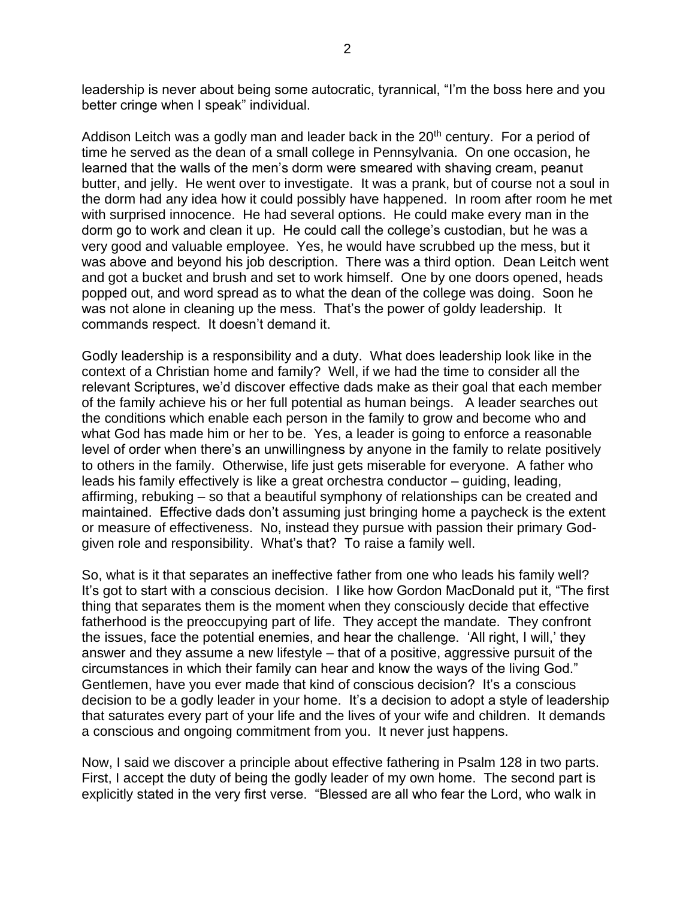leadership is never about being some autocratic, tyrannical, "I'm the boss here and you better cringe when I speak" individual.

Addison Leitch was a godly man and leader back in the 20th century. For a period of time he served as the dean of a small college in Pennsylvania. On one occasion, he learned that the walls of the men's dorm were smeared with shaving cream, peanut butter, and jelly. He went over to investigate. It was a prank, but of course not a soul in the dorm had any idea how it could possibly have happened. In room after room he met with surprised innocence. He had several options. He could make every man in the dorm go to work and clean it up. He could call the college's custodian, but he was a very good and valuable employee. Yes, he would have scrubbed up the mess, but it was above and beyond his job description. There was a third option. Dean Leitch went and got a bucket and brush and set to work himself. One by one doors opened, heads popped out, and word spread as to what the dean of the college was doing. Soon he was not alone in cleaning up the mess. That's the power of goldy leadership. It commands respect. It doesn't demand it.

Godly leadership is a responsibility and a duty. What does leadership look like in the context of a Christian home and family? Well, if we had the time to consider all the relevant Scriptures, we'd discover effective dads make as their goal that each member of the family achieve his or her full potential as human beings. A leader searches out the conditions which enable each person in the family to grow and become who and what God has made him or her to be. Yes, a leader is going to enforce a reasonable level of order when there's an unwillingness by anyone in the family to relate positively to others in the family. Otherwise, life just gets miserable for everyone. A father who leads his family effectively is like a great orchestra conductor – guiding, leading, affirming, rebuking – so that a beautiful symphony of relationships can be created and maintained. Effective dads don't assuming just bringing home a paycheck is the extent or measure of effectiveness. No, instead they pursue with passion their primary God-given role and responsibility. What's that? To raise a family well.

So, what is it that separates an ineffective father from one who leads his family well? It's got to start with a conscious decision. I like how Gordon MacDonald put it, "The first thing that separates them is the moment when they consciously decide that effective fatherhood is the preoccupying part of life. They accept the mandate. They confront the issues, face the potential enemies, and hear the challenge. 'All right, I will,' they answer and they assume a new lifestyle – that of a positive, aggressive pursuit of the circumstances in which their family can hear and know the ways of the living God." Gentlemen, have you ever made that kind of conscious decision? It's a conscious decision to be a godly leader in your home. It's a decision to adopt a style of leadership that saturates every part of your life and the lives of your wife and children. It demands a conscious and ongoing commitment from you. It never just happens.

Now, I said we discover a principle about effective fathering in Psalm 128 in two parts. First, I accept the duty of being the godly leader of my own home. The second part is explicitly stated in the very first verse. "Blessed are all who fear the Lord, who walk in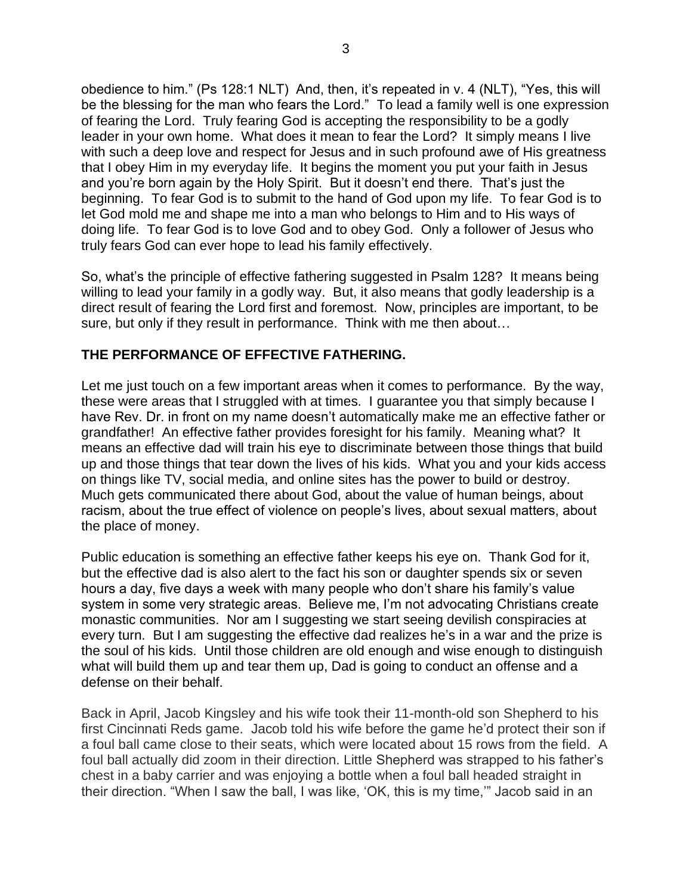obedience to him." (Ps 128:1 NLT) And, then, it's repeated in v. 4 (NLT), "Yes, this will be the blessing for the man who fears the Lord." To lead a family well is one expression of fearing the Lord. Truly fearing God is accepting the responsibility to be a godly leader in your own home. What does it mean to fear the Lord? It simply means I live with such a deep love and respect for Jesus and in such profound awe of His greatness that I obey Him in my everyday life. It begins the moment you put your faith in Jesus and you're born again by the Holy Spirit. But it doesn't end there. That's just the beginning. To fear God is to submit to the hand of God upon my life. To fear God is to let God mold me and shape me into a man who belongs to Him and to His ways of doing life. To fear God is to love God and to obey God. Only a follower of Jesus who truly fears God can ever hope to lead his family effectively.

So, what's the principle of effective fathering suggested in Psalm 128? It means being willing to lead your family in a godly way. But, it also means that godly leadership is a direct result of fearing the Lord first and foremost. Now, principles are important, to be sure, but only if they result in performance. Think with me then about…

**THE PERFORMANCE OF EFFECTIVE FATHERING.**

Let me just touch on a few important areas when it comes to performance. By the way, these were areas that I struggled with at times. I guarantee you that simply because I have Rev. Dr. in front on my name doesn't automatically make me an effective father or grandfather! An effective father provides foresight for his family. Meaning what? It means an effective dad will train his eye to discriminate between those things that build up and those things that tear down the lives of his kids. What you and your kids access on things like TV, social media, and online sites has the power to build or destroy. Much gets communicated there about God, about the value of human beings, about racism, about the true effect of violence on people's lives, about sexual matters, about the place of money.

Public education is something an effective father keeps his eye on. Thank God for it, but the effective dad is also alert to the fact his son or daughter spends six or seven hours a day, five days a week with many people who don't share his family's value system in some very strategic areas. Believe me, I'm not advocating Christians create monastic communities. Nor am I suggesting we start seeing devilish conspiracies at every turn. But I am suggesting the effective dad realizes he's in a war and the prize is the soul of his kids. Until those children are old enough and wise enough to distinguish what will build them up and tear them up, Dad is going to conduct an offense and a defense on their behalf.

Back in April, Jacob Kingsley and his wife took their 11-month-old son Shepherd to his first Cincinnati Reds game. Jacob told his wife before the game he'd protect their son if a foul ball came close to their seats, which were located about 15 rows from the field. A foul ball actually did zoom in their direction. Little Shepherd was strapped to his father's chest in a baby carrier and was enjoying a bottle when a foul ball headed straight in their direction. "When I saw the ball, I was like, 'OK, this is my time,'" Jacob said in an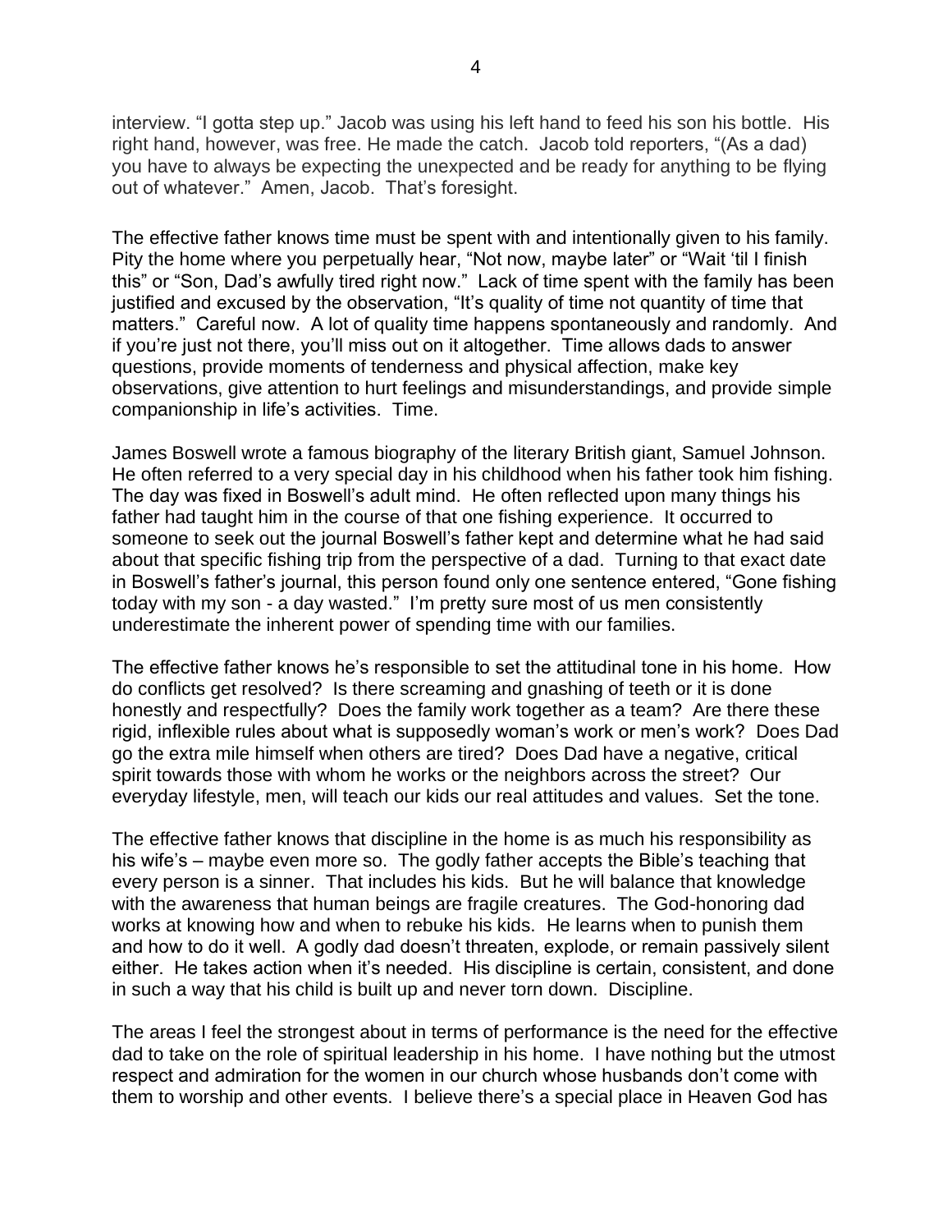interview. "I gotta step up." Jacob was using his left hand to feed his son his bottle. His right hand, however, was free. He made the catch. Jacob told reporters, "(As a dad) you have to always be expecting the unexpected and be ready for anything to be flying out of whatever." Amen, Jacob. That's foresight.

The effective father knows time must be spent with and intentionally given to his family. Pity the home where you perpetually hear, "Not now, maybe later" or "Wait 'til I finish this" or "Son, Dad's awfully tired right now." Lack of time spent with the family has been justified and excused by the observation, "It's quality of time not quantity of time that matters." Careful now. A lot of quality time happens spontaneously and randomly. And if you're just not there, you'll miss out on it altogether. Time allows dads to answer questions, provide moments of tenderness and physical affection, make key observations, give attention to hurt feelings and misunderstandings, and provide simple companionship in life's activities. Time.

James Boswell wrote a famous biography of the literary British giant, Samuel Johnson. He often referred to a very special day in his childhood when his father took him fishing. The day was fixed in Boswell's adult mind. He often reflected upon many things his father had taught him in the course of that one fishing experience. It occurred to someone to seek out the journal Boswell's father kept and determine what he had said about that specific fishing trip from the perspective of a dad. Turning to that exact date in Boswell's father's journal, this person found only one sentence entered, "Gone fishing today with my son - a day wasted." I'm pretty sure most of us men consistently underestimate the inherent power of spending time with our families.

The effective father knows he's responsible to set the attitudinal tone in his home. How do conflicts get resolved? Is there screaming and gnashing of teeth or it is done honestly and respectfully? Does the family work together as a team? Are there these rigid, inflexible rules about what is supposedly woman's work or men's work? Does Dad go the extra mile himself when others are tired? Does Dad have a negative, critical spirit towards those with whom he works or the neighbors across the street? Our everyday lifestyle, men, will teach our kids our real attitudes and values. Set the tone.

The effective father knows that discipline in the home is as much his responsibility as his wife's – maybe even more so. The godly father accepts the Bible's teaching that every person is a sinner. That includes his kids. But he will balance that knowledge with the awareness that human beings are fragile creatures. The God-honoring dad works at knowing how and when to rebuke his kids. He learns when to punish them and how to do it well. A godly dad doesn't threaten, explode, or remain passively silent either. He takes action when it's needed. His discipline is certain, consistent, and done in such a way that his child is built up and never torn down. Discipline.

The areas I feel the strongest about in terms of performance is the need for the effective dad to take on the role of spiritual leadership in his home. I have nothing but the utmost respect and admiration for the women in our church whose husbands don't come with them to worship and other events. I believe there's a special place in Heaven God has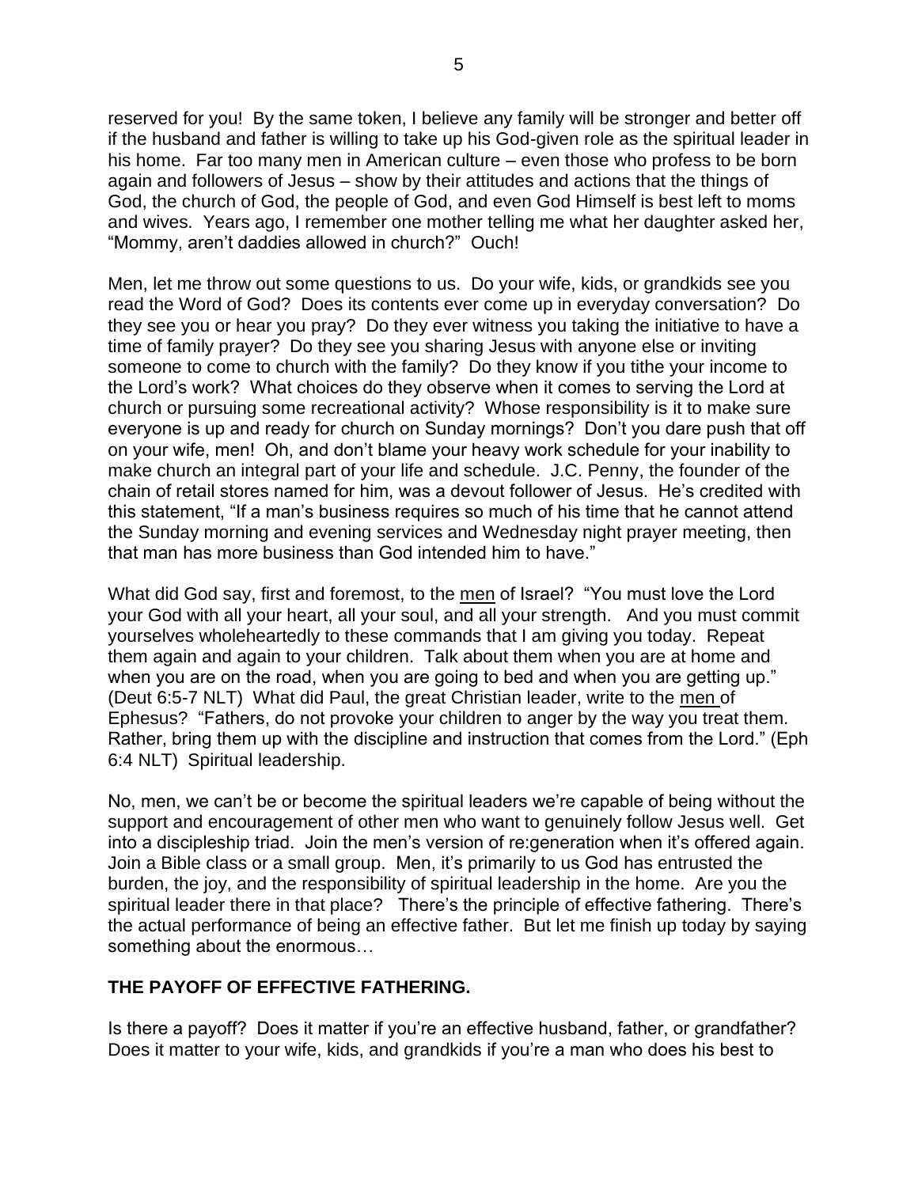reserved for you! By the same token, I believe any family will be stronger and better off if the husband and father is willing to take up his God-given role as the spiritual leader in his home. Far too many men in American culture – even those who profess to be born again and followers of Jesus – show by their attitudes and actions that the things of God, the church of God, the people of God, and even God Himself is best left to moms and wives. Years ago, I remember one mother telling me what her daughter asked her, "Mommy, aren't daddies allowed in church?" Ouch!

Men, let me throw out some questions to us. Do your wife, kids, or grandkids see you read the Word of God? Does its contents ever come up in everyday conversation? Do they see you or hear you pray? Do they ever witness you taking the initiative to have a time of family prayer? Do they see you sharing Jesus with anyone else or inviting someone to come to church with the family? Do they know if you tithe your income to the Lord's work? What choices do they observe when it comes to serving the Lord at church or pursuing some recreational activity? Whose responsibility is it to make sure everyone is up and ready for church on Sunday mornings? Don't you dare push that off on your wife, men! Oh, and don't blame your heavy work schedule for your inability to make church an integral part of your life and schedule. J.C. Penny, the founder of the chain of retail stores named for him, was a devout follower of Jesus. He's credited with this statement, "If a man's business requires so much of his time that he cannot attend the Sunday morning and evening services and Wednesday night prayer meeting, then that man has more business than God intended him to have."

What did God say, first and foremost, to the <u>men</u> of Israel? "You must love the Lord your God with all your heart, all your soul, and all your strength. And you must commit yourselves wholeheartedly to these commands that I am giving you today. Repeat them again and again to your children. Talk about them when you are at home and when you are on the road, when you are going to bed and when you are getting up." (Deut 6:5-7 NLT) What did Paul, the great Christian leader, write to the <u>men</u> of Ephesus? "Fathers, do not provoke your children to anger by the way you treat them. Rather, bring them up with the discipline and instruction that comes from the Lord." (Eph 6:4 NLT) Spiritual leadership.

No, men, we can't be or become the spiritual leaders we're capable of being without the support and encouragement of other men who want to genuinely follow Jesus well. Get into a discipleship triad. Join the men's version of re:generation when it's offered again. Join a Bible class or a small group. Men, it's primarily to us God has entrusted the burden, the joy, and the responsibility of spiritual leadership in the home. Are you the spiritual leader there in that place? There's the principle of effective fathering. There's the actual performance of being an effective father. But let me finish up today by saying something about the enormous…

**THE PAYOFF OF EFFECTIVE FATHERING.**

Is there a payoff? Does it matter if you're an effective husband, father, or grandfather? Does it matter to your wife, kids, and grandkids if you're a man who does his best to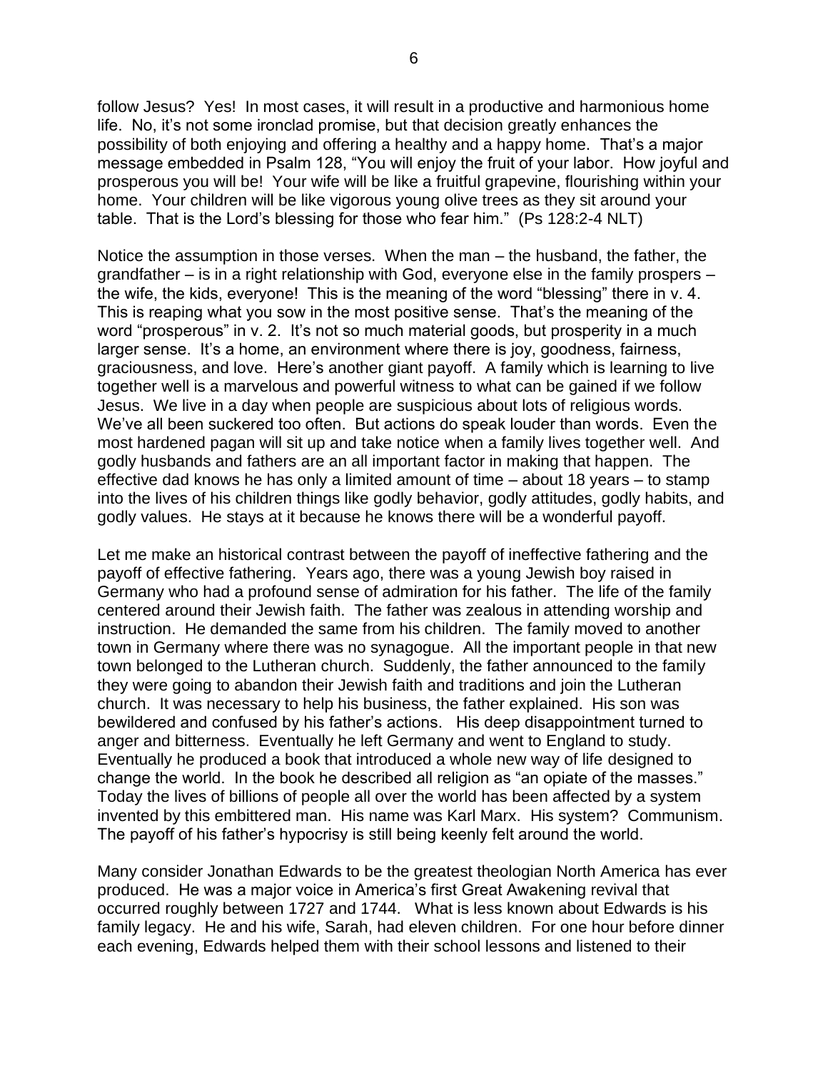follow Jesus? Yes! In most cases, it will result in a productive and harmonious home life. No, it's not some ironclad promise, but that decision greatly enhances the possibility of both enjoying and offering a healthy and a happy home. That's a major message embedded in Psalm 128, "You will enjoy the fruit of your labor. How joyful and prosperous you will be! Your wife will be like a fruitful grapevine, flourishing within your home. Your children will be like vigorous young olive trees as they sit around your table. That is the Lord's blessing for those who fear him." (Ps 128:2-4 NLT)

Notice the assumption in those verses. When the man – the husband, the father, the grandfather – is in a right relationship with God, everyone else in the family prospers – the wife, the kids, everyone! This is the meaning of the word "blessing" there in v. 4. This is reaping what you sow in the most positive sense. That's the meaning of the word "prosperous" in v. 2. It's not so much material goods, but prosperity in a much larger sense. It's a home, an environment where there is joy, goodness, fairness, graciousness, and love. Here's another giant payoff. A family which is learning to live together well is a marvelous and powerful witness to what can be gained if we follow Jesus. We live in a day when people are suspicious about lots of religious words. We've all been suckered too often. But actions do speak louder than words. Even the most hardened pagan will sit up and take notice when a family lives together well. And godly husbands and fathers are an all important factor in making that happen. The effective dad knows he has only a limited amount of time – about 18 years – to stamp into the lives of his children things like godly behavior, godly attitudes, godly habits, and godly values. He stays at it because he knows there will be a wonderful payoff.

Let me make an historical contrast between the payoff of ineffective fathering and the payoff of effective fathering. Years ago, there was a young Jewish boy raised in Germany who had a profound sense of admiration for his father. The life of the family centered around their Jewish faith. The father was zealous in attending worship and instruction. He demanded the same from his children. The family moved to another town in Germany where there was no synagogue. All the important people in that new town belonged to the Lutheran church. Suddenly, the father announced to the family they were going to abandon their Jewish faith and traditions and join the Lutheran church. It was necessary to help his business, the father explained. His son was bewildered and confused by his father's actions. His deep disappointment turned to anger and bitterness. Eventually he left Germany and went to England to study. Eventually he produced a book that introduced a whole new way of life designed to change the world. In the book he described all religion as "an opiate of the masses." Today the lives of billions of people all over the world has been affected by a system invented by this embittered man. His name was Karl Marx. His system? Communism. The payoff of his father's hypocrisy is still being keenly felt around the world.

Many consider Jonathan Edwards to be the greatest theologian North America has ever produced. He was a major voice in America's first Great Awakening revival that occurred roughly between 1727 and 1744. What is less known about Edwards is his family legacy. He and his wife, Sarah, had eleven children. For one hour before dinner each evening, Edwards helped them with their school lessons and listened to their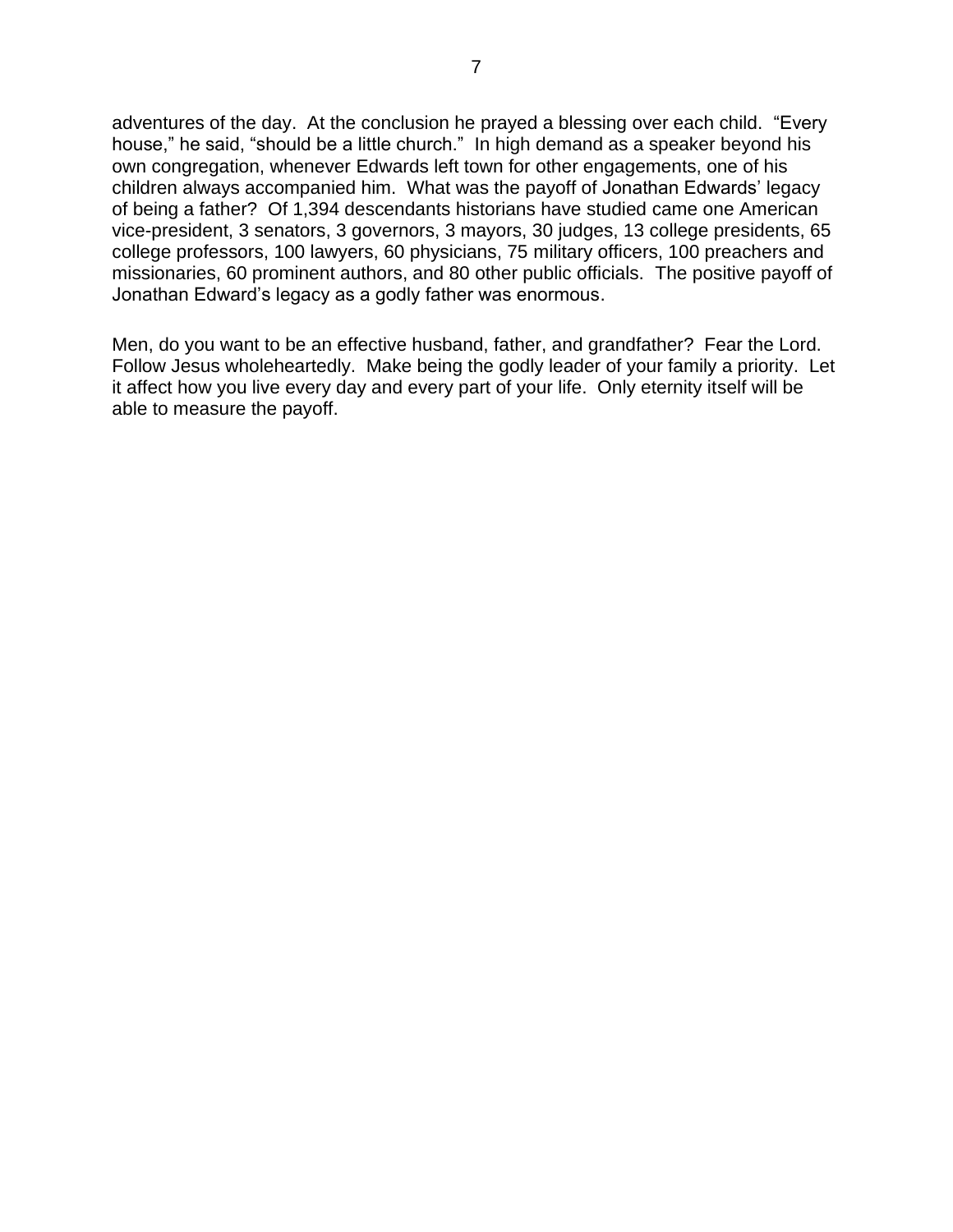adventures of the day. At the conclusion he prayed a blessing over each child. "Every house," he said, "should be a little church." In high demand as a speaker beyond his own congregation, whenever Edwards left town for other engagements, one of his children always accompanied him. What was the payoff of Jonathan Edwards' legacy of being a father? Of 1,394 descendants historians have studied came one American vice-president, 3 senators, 3 governors, 3 mayors, 30 judges, 13 college presidents, 65 college professors, 100 lawyers, 60 physicians, 75 military officers, 100 preachers and missionaries, 60 prominent authors, and 80 other public officials. The positive payoff of Jonathan Edward's legacy as a godly father was enormous.

Men, do you want to be an effective husband, father, and grandfather? Fear the Lord. Follow Jesus wholeheartedly. Make being the godly leader of your family a priority. Let it affect how you live every day and every part of your life. Only eternity itself will be able to measure the payoff.